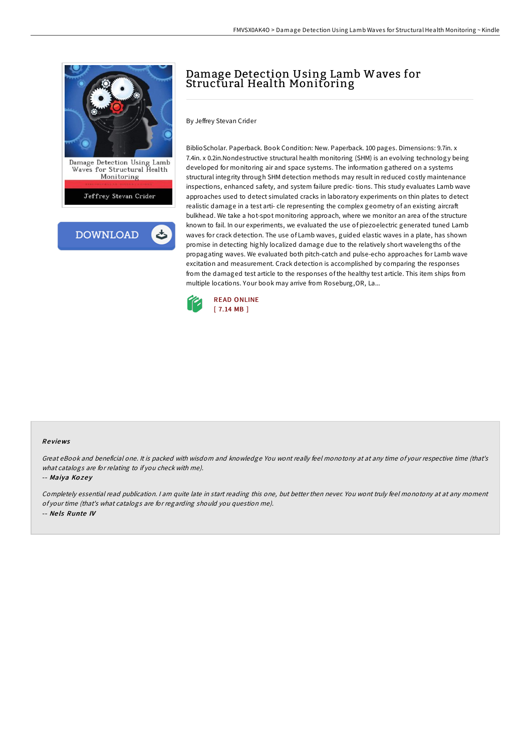# Damage Detection Using Lamb Waves for Structural Health Monitoring

By Jeffrey Stevan Crider

BiblioScholar. Paperback. Book Condition: New. Paperback. 100 pages. Dimensions: 9.7in. x 7.4in. x 0.2in.Nondestructive structural health monitoring (SHM) is an evolving technology being developed for monitoring air and space systems. The information gathered on a systems structural integrity through SHM detection methods may result in reduced costly maintenance inspections, enhanced safety, and system failure predic- tions. This study evaluates Lamb wave approaches used to detect simulated cracks in laboratory experiments on thin plates to detect realistic damage in a test arti- cle representing the complex geometry of an existing aircraft bulkhead. We take a hot-spot monitoring approach, where we monitor an area of the structure known to fail. In our experiments, we evaluated the use of piezoelectric generated tuned Lamb waves for crack detection. The use of Lamb waves, guided elastic waves in a plate, has shown promise in detecting highly localized damage due to the relatively short wavelengths of the propagating waves. We evaluated both pitch-catch and pulse-echo approaches for Lamb wave excitation and measurement. Crack detection is accomplished by comparing the responses from the damaged test article to the responses of the healthy test article. This item ships from multiple locations. Your book may arrive from Roseburg,OR, La...

READ ONLINE
[ 7.14 MB ]

## Reviews

*Great eBook and beneficial one. It is packed with wisdom and knowledge You wont really feel monotony at at any time of your respective time (that's what catalogs are for relating to if you check with me).*

-- *Maiya Kozey*

*Completely essential read publication. I am quite late in start reading this one, but better then never. You wont truly feel monotony at at any moment of your time (that's what catalogs are for regarding should you question me).*

-- *Nels Runte IV*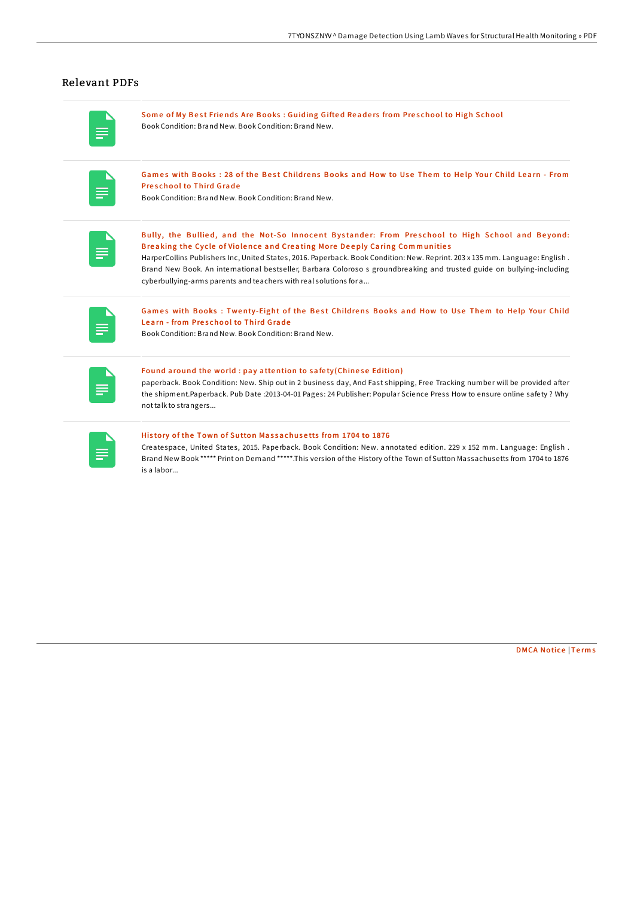## Relevant PDFs

**Some of My Best Friends Are Books : Guiding Gifted Readers from Preschool to High School**
Book Condition: Brand New. Book Condition: Brand New.

**Games with Books : 28 of the Best Childrens Books and How to Use Them to Help Your Child Learn - From Preschool to Third Grade**
Book Condition: Brand New. Book Condition: Brand New.

**Bully, the Bullied, and the Not-So Innocent Bystander: From Preschool to High School and Beyond: Breaking the Cycle of Violence and Creating More Deeply Caring Communities**
HarperCollins Publishers Inc, United States, 2016. Paperback. Book Condition: New. Reprint. 203 x 135 mm. Language: English . Brand New Book. An international bestseller, Barbara Coloroso s groundbreaking and trusted guide on bullying-including cyberbullying-arms parents and teachers with real solutions for a...

**Games with Books : Twenty-Eight of the Best Childrens Books and How to Use Them to Help Your Child Learn - from Preschool to Third Grade**
Book Condition: Brand New. Book Condition: Brand New.

**Found around the world : pay attention to safety(Chinese Edition)**
paperback. Book Condition: New. Ship out in 2 business day, And Fast shipping, Free Tracking number will be provided after the shipment.Paperback. Pub Date :2013-04-01 Pages: 24 Publisher: Popular Science Press How to ensure online safety ? Why not talk to strangers...

**History of the Town of Sutton Massachusetts from 1704 to 1876**
Createspace, United States, 2015. Paperback. Book Condition: New. annotated edition. 229 x 152 mm. Language: English . Brand New Book ***** Print on Demand *****.This version of the History of the Town of Sutton Massachusetts from 1704 to 1876 is a labor...

DMCA Notice | Terms